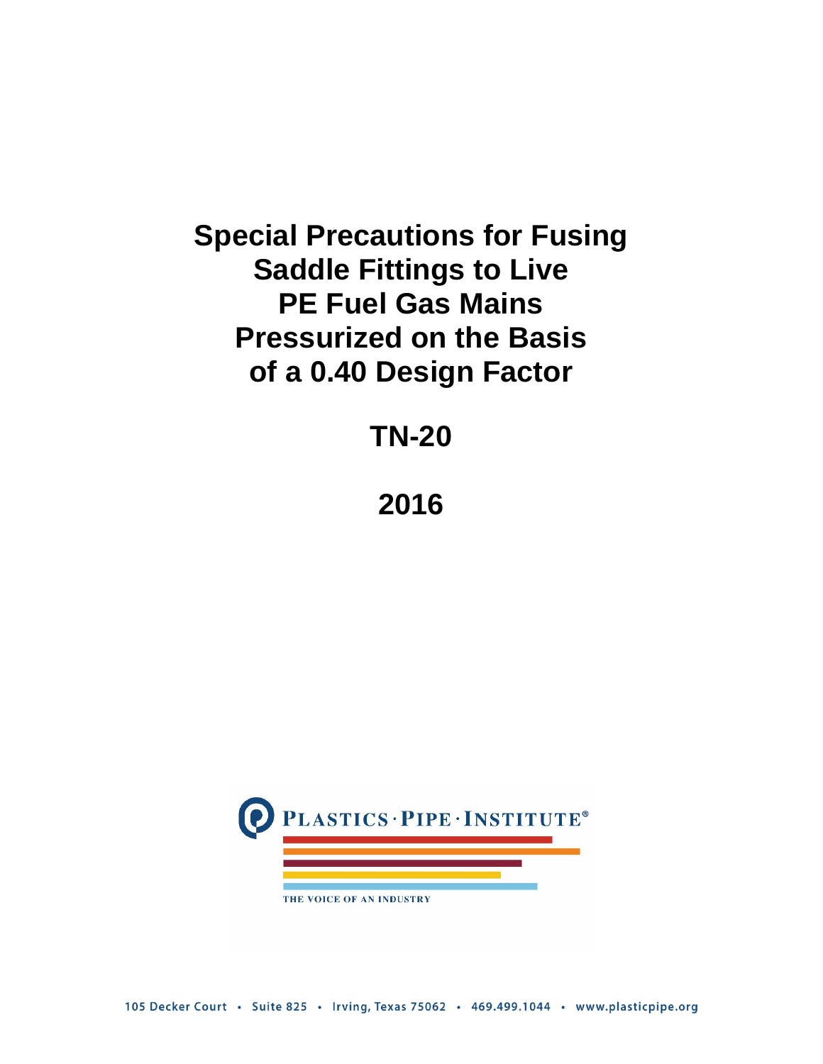# Special Precautions for Fusing Saddle Fittings to Live PE Fuel Gas Mains Pressurized on the Basis of a 0.40 Design Factor

## TN-20

## 2016

PLASTICS · PIPE · INSTITUTE®

THE VOICE OF AN INDUSTRY

105 Decker Court • Suite 825 • Irving, Texas 75062 • 469.499.1044 • www.plasticpipe.org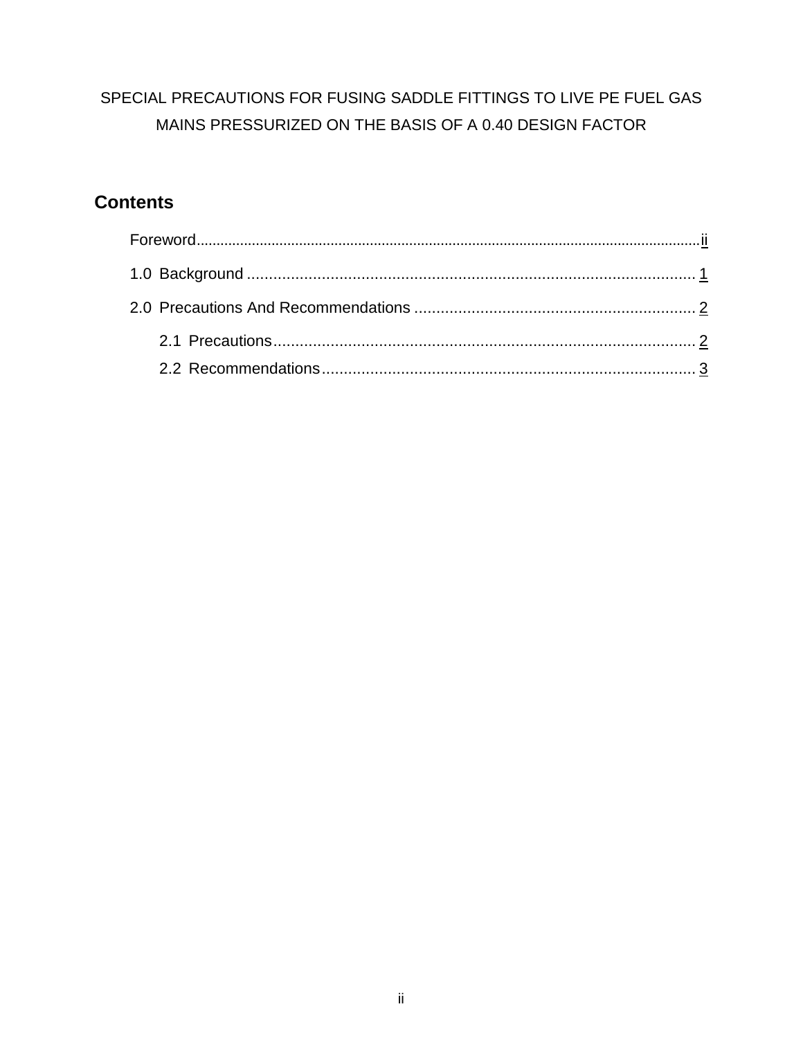SPECIAL PRECAUTIONS FOR FUSING SADDLE FITTINGS TO LIVE PE FUEL GAS MAINS PRESSURIZED ON THE BASIS OF A 0.40 DESIGN FACTOR

## Contents

Foreword ........ ii

1.0 Background ........ 1

2.0 Precautions And Recommendations ........ 2

- 2.1 Precautions ........ 2
- 2.2 Recommendations ........ 3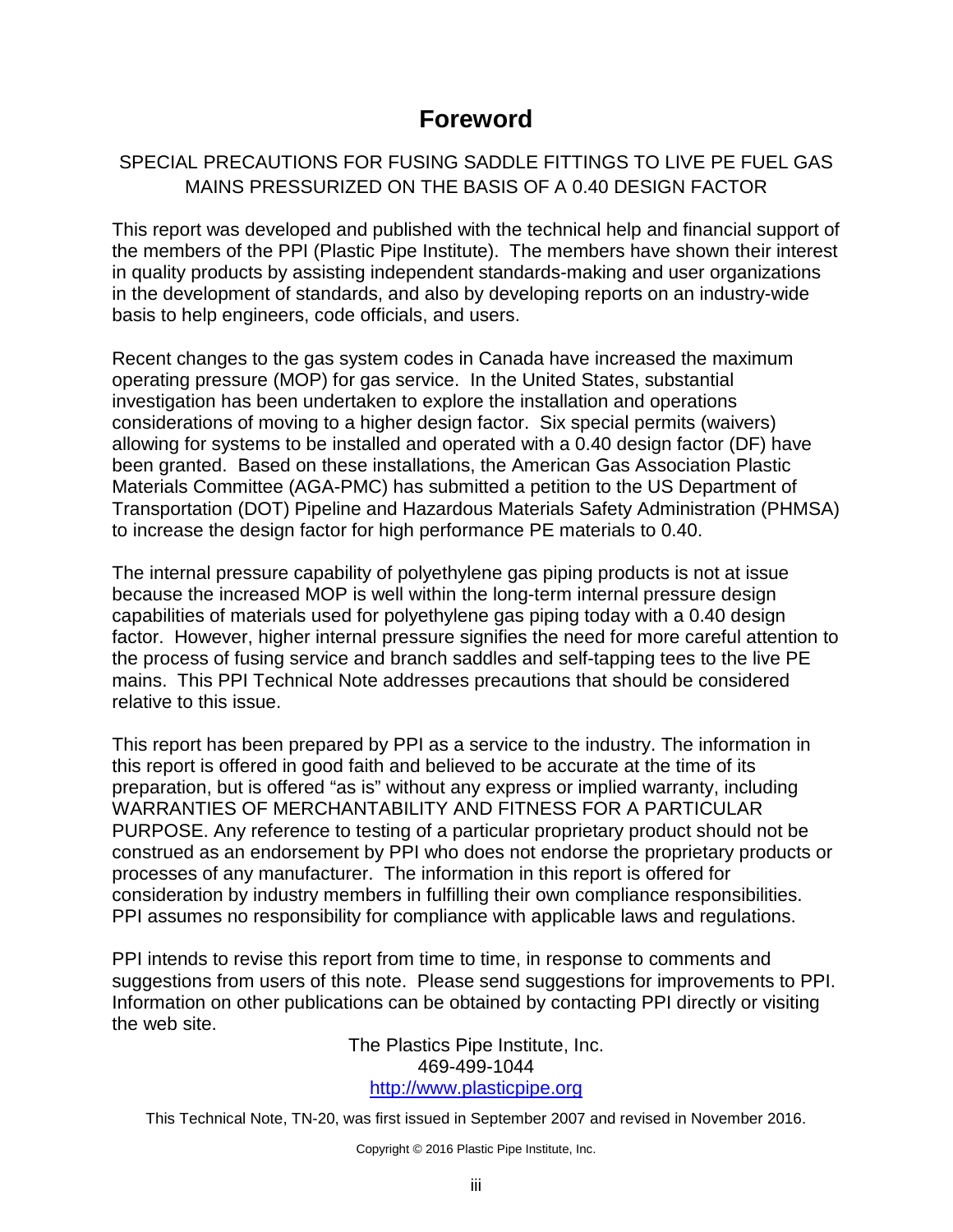# Foreword

SPECIAL PRECAUTIONS FOR FUSING SADDLE FITTINGS TO LIVE PE FUEL GAS MAINS PRESSURIZED ON THE BASIS OF A 0.40 DESIGN FACTOR

This report was developed and published with the technical help and financial support of the members of the PPI (Plastic Pipe Institute). The members have shown their interest in quality products by assisting independent standards-making and user organizations in the development of standards, and also by developing reports on an industry-wide basis to help engineers, code officials, and users.

Recent changes to the gas system codes in Canada have increased the maximum operating pressure (MOP) for gas service. In the United States, substantial investigation has been undertaken to explore the installation and operations considerations of moving to a higher design factor. Six special permits (waivers) allowing for systems to be installed and operated with a 0.40 design factor (DF) have been granted. Based on these installations, the American Gas Association Plastic Materials Committee (AGA-PMC) has submitted a petition to the US Department of Transportation (DOT) Pipeline and Hazardous Materials Safety Administration (PHMSA) to increase the design factor for high performance PE materials to 0.40.

The internal pressure capability of polyethylene gas piping products is not at issue because the increased MOP is well within the long-term internal pressure design capabilities of materials used for polyethylene gas piping today with a 0.40 design factor. However, higher internal pressure signifies the need for more careful attention to the process of fusing service and branch saddles and self-tapping tees to the live PE mains. This PPI Technical Note addresses precautions that should be considered relative to this issue.

This report has been prepared by PPI as a service to the industry. The information in this report is offered in good faith and believed to be accurate at the time of its preparation, but is offered "as is" without any express or implied warranty, including WARRANTIES OF MERCHANTABILITY AND FITNESS FOR A PARTICULAR PURPOSE. Any reference to testing of a particular proprietary product should not be construed as an endorsement by PPI who does not endorse the proprietary products or processes of any manufacturer. The information in this report is offered for consideration by industry members in fulfilling their own compliance responsibilities. PPI assumes no responsibility for compliance with applicable laws and regulations.

PPI intends to revise this report from time to time, in response to comments and suggestions from users of this note. Please send suggestions for improvements to PPI. Information on other publications can be obtained by contacting PPI directly or visiting the web site.

The Plastics Pipe Institute, Inc.
469-499-1044
http://www.plasticpipe.org

This Technical Note, TN-20, was first issued in September 2007 and revised in November 2016.

Copyright © 2016 Plastic Pipe Institute, Inc.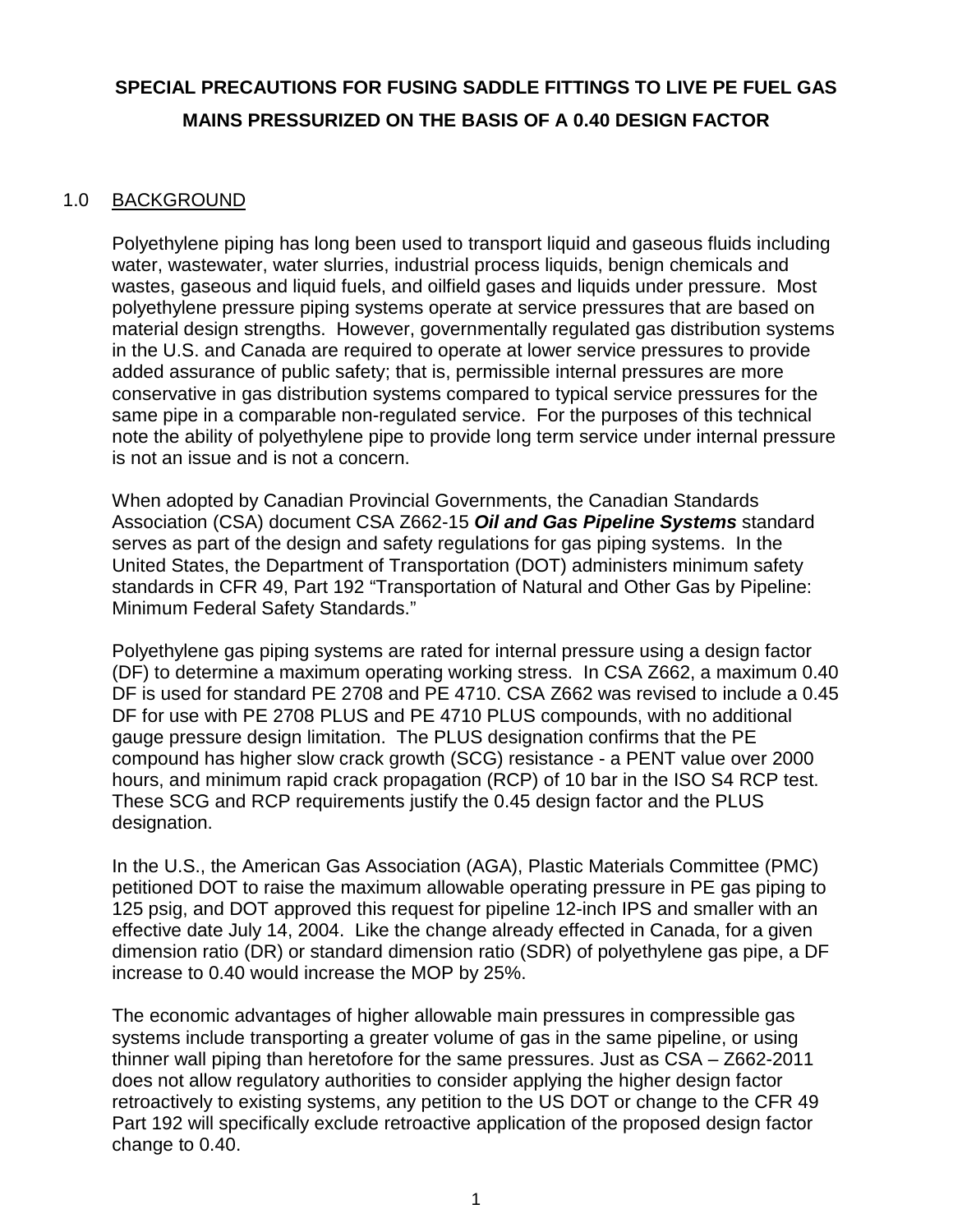# SPECIAL PRECAUTIONS FOR FUSING SADDLE FITTINGS TO LIVE PE FUEL GAS MAINS PRESSURIZED ON THE BASIS OF A 0.40 DESIGN FACTOR

## 1.0 BACKGROUND

Polyethylene piping has long been used to transport liquid and gaseous fluids including water, wastewater, water slurries, industrial process liquids, benign chemicals and wastes, gaseous and liquid fuels, and oilfield gases and liquids under pressure. Most polyethylene pressure piping systems operate at service pressures that are based on material design strengths. However, governmentally regulated gas distribution systems in the U.S. and Canada are required to operate at lower service pressures to provide added assurance of public safety; that is, permissible internal pressures are more conservative in gas distribution systems compared to typical service pressures for the same pipe in a comparable non-regulated service. For the purposes of this technical note the ability of polyethylene pipe to provide long term service under internal pressure is not an issue and is not a concern.

When adopted by Canadian Provincial Governments, the Canadian Standards Association (CSA) document CSA Z662-15 ***Oil and Gas Pipeline Systems*** standard serves as part of the design and safety regulations for gas piping systems. In the United States, the Department of Transportation (DOT) administers minimum safety standards in CFR 49, Part 192 "Transportation of Natural and Other Gas by Pipeline: Minimum Federal Safety Standards."

Polyethylene gas piping systems are rated for internal pressure using a design factor (DF) to determine a maximum operating working stress. In CSA Z662, a maximum 0.40 DF is used for standard PE 2708 and PE 4710. CSA Z662 was revised to include a 0.45 DF for use with PE 2708 PLUS and PE 4710 PLUS compounds, with no additional gauge pressure design limitation. The PLUS designation confirms that the PE compound has higher slow crack growth (SCG) resistance - a PENT value over 2000 hours, and minimum rapid crack propagation (RCP) of 10 bar in the ISO S4 RCP test. These SCG and RCP requirements justify the 0.45 design factor and the PLUS designation.

In the U.S., the American Gas Association (AGA), Plastic Materials Committee (PMC) petitioned DOT to raise the maximum allowable operating pressure in PE gas piping to 125 psig, and DOT approved this request for pipeline 12-inch IPS and smaller with an effective date July 14, 2004. Like the change already effected in Canada, for a given dimension ratio (DR) or standard dimension ratio (SDR) of polyethylene gas pipe, a DF increase to 0.40 would increase the MOP by 25%.

The economic advantages of higher allowable main pressures in compressible gas systems include transporting a greater volume of gas in the same pipeline, or using thinner wall piping than heretofore for the same pressures. Just as CSA – Z662-2011 does not allow regulatory authorities to consider applying the higher design factor retroactively to existing systems, any petition to the US DOT or change to the CFR 49 Part 192 will specifically exclude retroactive application of the proposed design factor change to 0.40.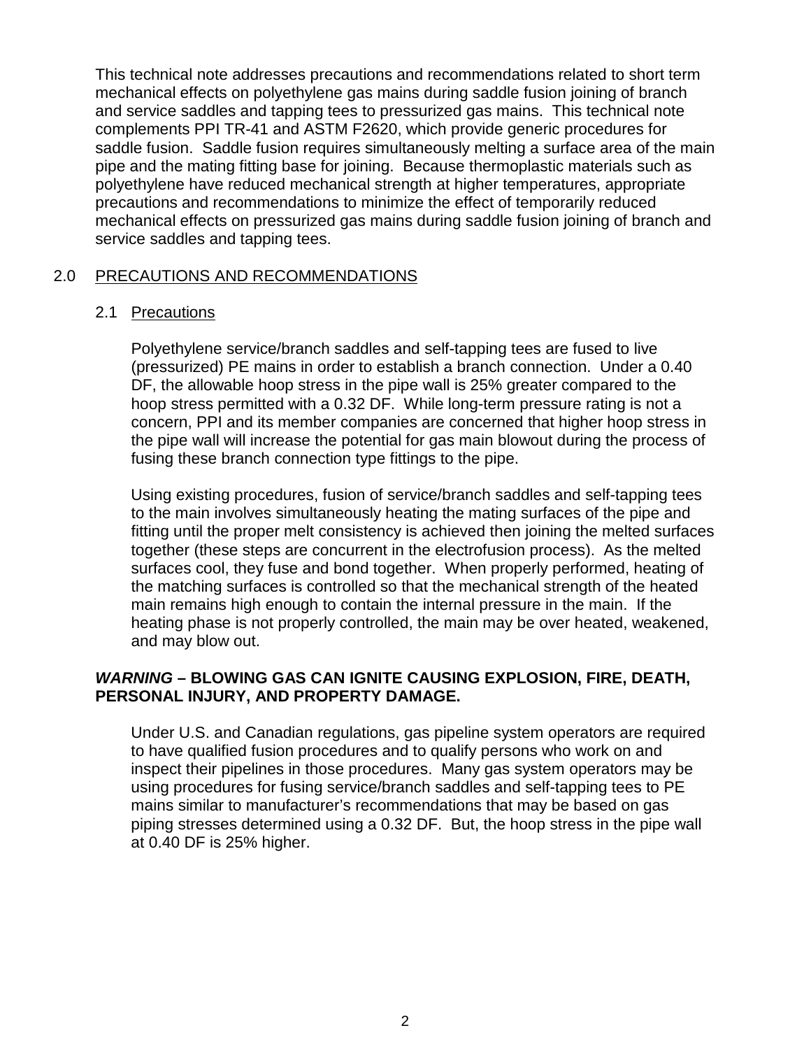This technical note addresses precautions and recommendations related to short term mechanical effects on polyethylene gas mains during saddle fusion joining of branch and service saddles and tapping tees to pressurized gas mains. This technical note complements PPI TR-41 and ASTM F2620, which provide generic procedures for saddle fusion. Saddle fusion requires simultaneously melting a surface area of the main pipe and the mating fitting base for joining. Because thermoplastic materials such as polyethylene have reduced mechanical strength at higher temperatures, appropriate precautions and recommendations to minimize the effect of temporarily reduced mechanical effects on pressurized gas mains during saddle fusion joining of branch and service saddles and tapping tees.

## 2.0 PRECAUTIONS AND RECOMMENDATIONS

### 2.1 Precautions

Polyethylene service/branch saddles and self-tapping tees are fused to live (pressurized) PE mains in order to establish a branch connection. Under a 0.40 DF, the allowable hoop stress in the pipe wall is 25% greater compared to the hoop stress permitted with a 0.32 DF. While long-term pressure rating is not a concern, PPI and its member companies are concerned that higher hoop stress in the pipe wall will increase the potential for gas main blowout during the process of fusing these branch connection type fittings to the pipe.

Using existing procedures, fusion of service/branch saddles and self-tapping tees to the main involves simultaneously heating the mating surfaces of the pipe and fitting until the proper melt consistency is achieved then joining the melted surfaces together (these steps are concurrent in the electrofusion process). As the melted surfaces cool, they fuse and bond together. When properly performed, heating of the matching surfaces is controlled so that the mechanical strength of the heated main remains high enough to contain the internal pressure in the main. If the heating phase is not properly controlled, the main may be over heated, weakened, and may blow out.

***WARNING*** **– BLOWING GAS CAN IGNITE CAUSING EXPLOSION, FIRE, DEATH, PERSONAL INJURY, AND PROPERTY DAMAGE.**

Under U.S. and Canadian regulations, gas pipeline system operators are required to have qualified fusion procedures and to qualify persons who work on and inspect their pipelines in those procedures. Many gas system operators may be using procedures for fusing service/branch saddles and self-tapping tees to PE mains similar to manufacturer's recommendations that may be based on gas piping stresses determined using a 0.32 DF. But, the hoop stress in the pipe wall at 0.40 DF is 25% higher.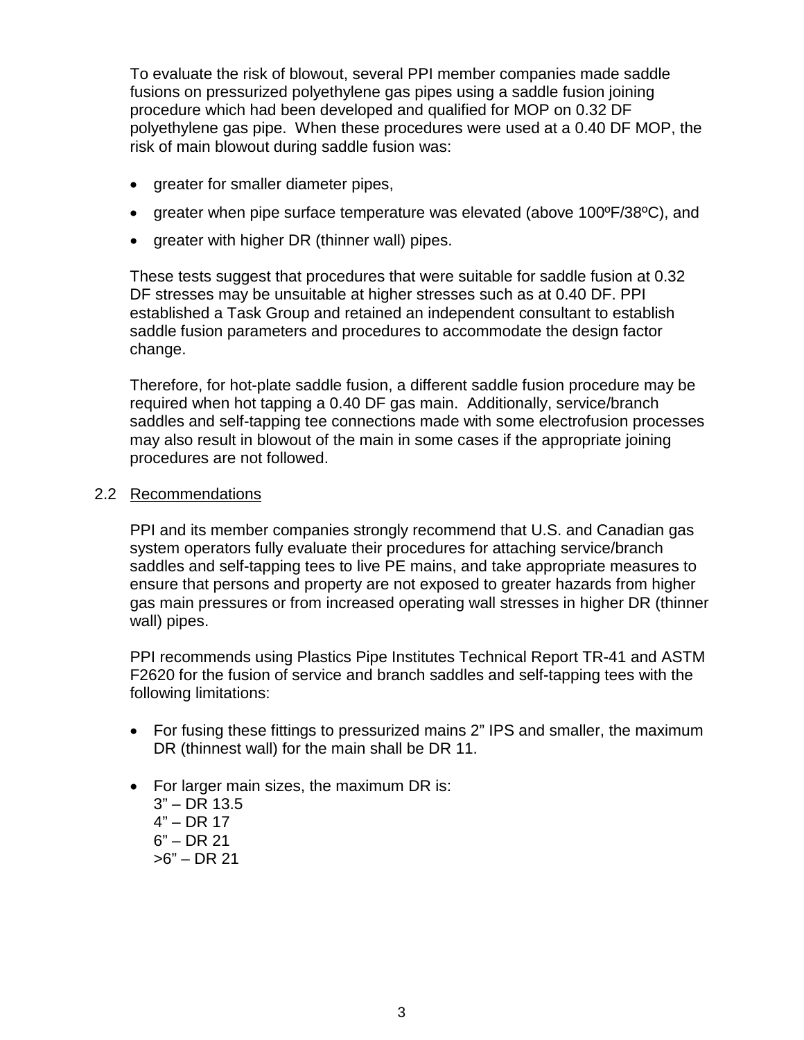To evaluate the risk of blowout, several PPI member companies made saddle fusions on pressurized polyethylene gas pipes using a saddle fusion joining procedure which had been developed and qualified for MOP on 0.32 DF polyethylene gas pipe. When these procedures were used at a 0.40 DF MOP, the risk of main blowout during saddle fusion was:

- greater for smaller diameter pipes,
- greater when pipe surface temperature was elevated (above 100ºF/38ºC), and
- greater with higher DR (thinner wall) pipes.

These tests suggest that procedures that were suitable for saddle fusion at 0.32 DF stresses may be unsuitable at higher stresses such as at 0.40 DF. PPI established a Task Group and retained an independent consultant to establish saddle fusion parameters and procedures to accommodate the design factor change.

Therefore, for hot-plate saddle fusion, a different saddle fusion procedure may be required when hot tapping a 0.40 DF gas main. Additionally, service/branch saddles and self-tapping tee connections made with some electrofusion processes may also result in blowout of the main in some cases if the appropriate joining procedures are not followed.

## 2.2 Recommendations

PPI and its member companies strongly recommend that U.S. and Canadian gas system operators fully evaluate their procedures for attaching service/branch saddles and self-tapping tees to live PE mains, and take appropriate measures to ensure that persons and property are not exposed to greater hazards from higher gas main pressures or from increased operating wall stresses in higher DR (thinner wall) pipes.

PPI recommends using Plastics Pipe Institutes Technical Report TR-41 and ASTM F2620 for the fusion of service and branch saddles and self-tapping tees with the following limitations:

- For fusing these fittings to pressurized mains 2" IPS and smaller, the maximum DR (thinnest wall) for the main shall be DR 11.
- For larger main sizes, the maximum DR is:
  3" – DR 13.5
  4" – DR 17
  6" – DR 21
  >6" – DR 21